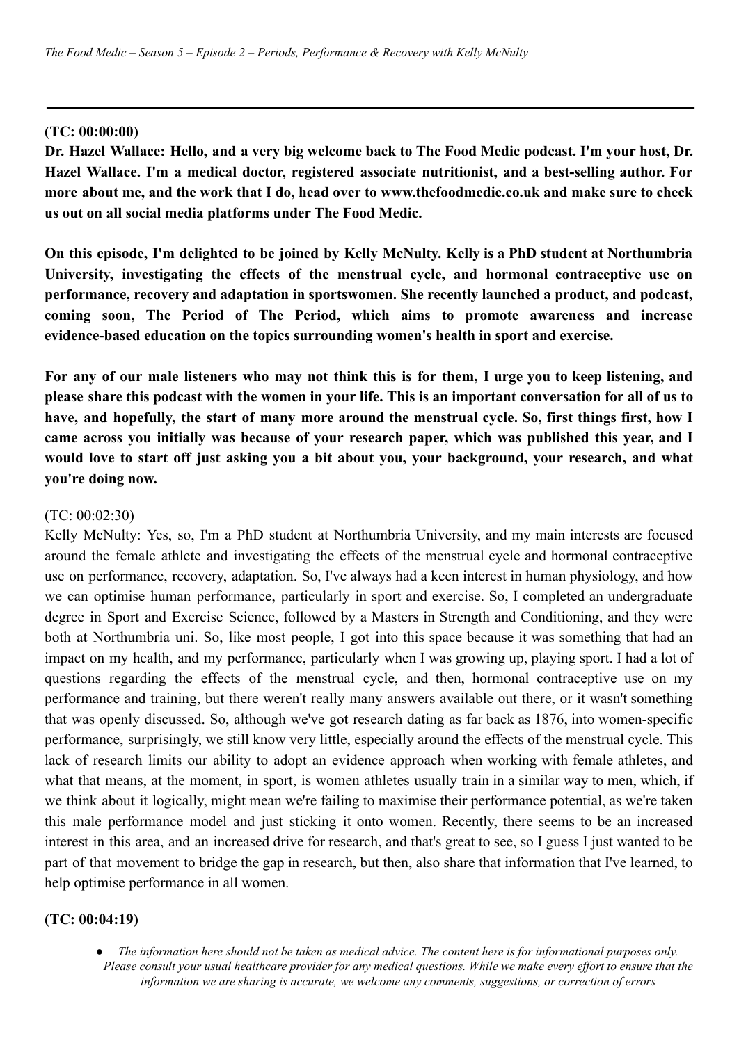**(TC: 00:00:00)**

**Dr. Hazel Wallace: Hello, and a very big welcome back to The Food Medic podcast. I'm your host, Dr. Hazel Wallace. I'm a medical doctor, registered associate nutritionist, and a best-selling author. For more about me, and the work that I do, head over to www.thefoodmedic.co.uk and make sure to check us out on all social media platforms under The Food Medic.**

**On this episode, I'm delighted to be joined by Kelly McNulty. Kelly is a PhD student at Northumbria University, investigating the effects of the menstrual cycle, and hormonal contraceptive use on performance, recovery and adaptation in sportswomen. She recently launched a product, and podcast, coming soon, The Period of The Period, which aims to promote awareness and increase evidence-based education on the topics surrounding women's health in sport and exercise.**

**For any of our male listeners who may not think this is for them, I urge you to keep listening, and please share this podcast with the women in your life. This is an important conversation for all of us to have, and hopefully, the start of many more around the menstrual cycle. So, first things first, how I came across you initially was because of your research paper, which was published this year, and I would love to start off just asking you a bit about you, your background, your research, and what you're doing now.**

(TC: 00:02:30)

Kelly McNulty: Yes, so, I'm a PhD student at Northumbria University, and my main interests are focused around the female athlete and investigating the effects of the menstrual cycle and hormonal contraceptive use on performance, recovery, adaptation. So, I've always had a keen interest in human physiology, and how we can optimise human performance, particularly in sport and exercise. So, I completed an undergraduate degree in Sport and Exercise Science, followed by a Masters in Strength and Conditioning, and they were both at Northumbria uni. So, like most people, I got into this space because it was something that had an impact on my health, and my performance, particularly when I was growing up, playing sport. I had a lot of questions regarding the effects of the menstrual cycle, and then, hormonal contraceptive use on my performance and training, but there weren't really many answers available out there, or it wasn't something that was openly discussed. So, although we've got research dating as far back as 1876, into women-specific performance, surprisingly, we still know very little, especially around the effects of the menstrual cycle. This lack of research limits our ability to adopt an evidence approach when working with female athletes, and what that means, at the moment, in sport, is women athletes usually train in a similar way to men, which, if we think about it logically, might mean we're failing to maximise their performance potential, as we're taken this male performance model and just sticking it onto women. Recently, there seems to be an increased interest in this area, and an increased drive for research, and that's great to see, so I guess I just wanted to be part of that movement to bridge the gap in research, but then, also share that information that I've learned, to help optimise performance in all women.

**(TC: 00:04:19)**

- *The information here should not be taken as medical advice. The content here is for informational purposes only. Please consult your usual healthcare provider for any medical questions. While we make every effort to ensure that the information we are sharing is accurate, we welcome any comments, suggestions, or correction of errors*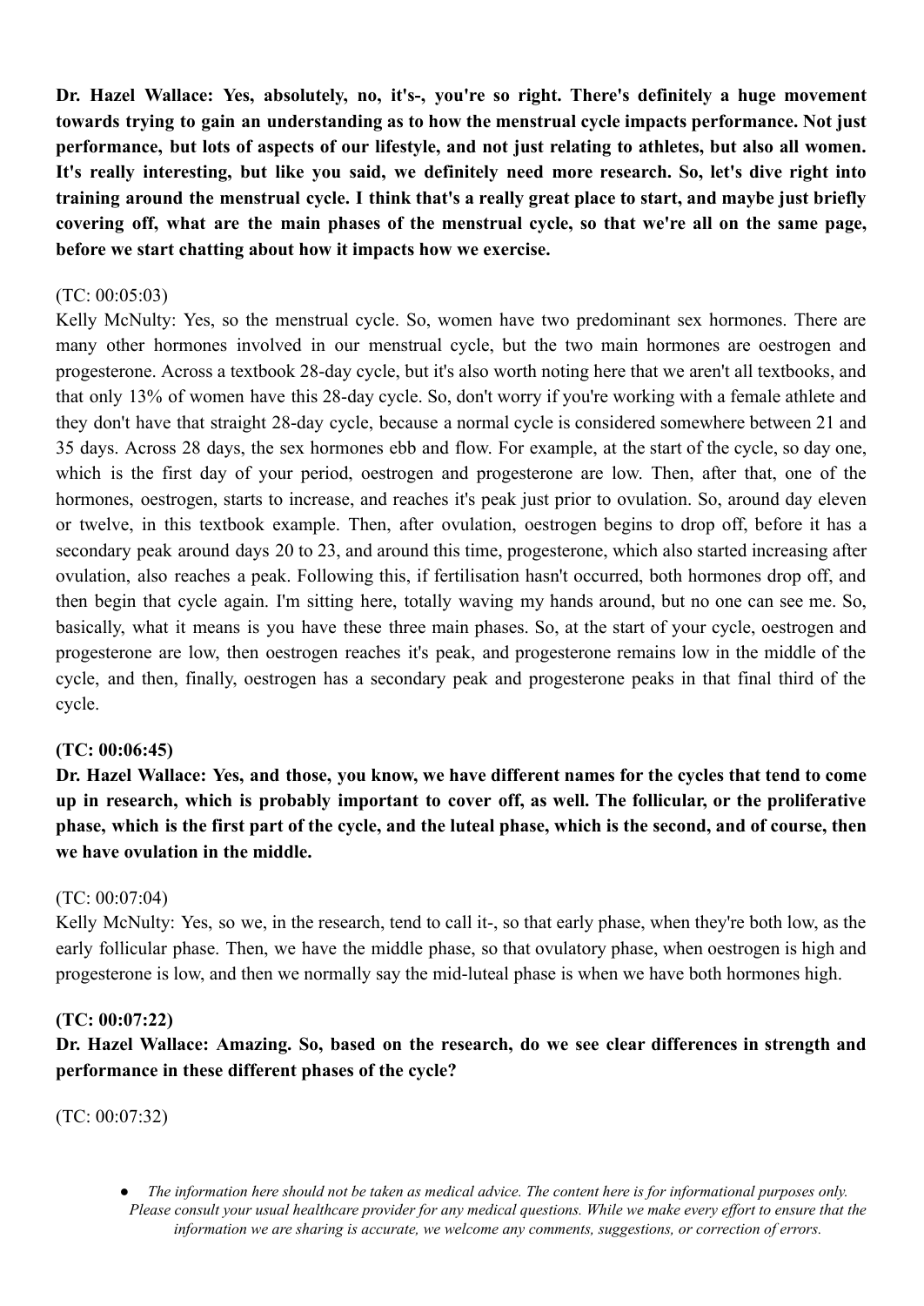**Dr. Hazel Wallace: Yes, absolutely, no, it's-, you're so right. There's definitely a huge movement towards trying to gain an understanding as to how the menstrual cycle impacts performance. Not just performance, but lots of aspects of our lifestyle, and not just relating to athletes, but also all women. It's really interesting, but like you said, we definitely need more research. So, let's dive right into training around the menstrual cycle. I think that's a really great place to start, and maybe just briefly covering off, what are the main phases of the menstrual cycle, so that we're all on the same page, before we start chatting about how it impacts how we exercise.**

(TC: 00:05:03)

Kelly McNulty: Yes, so the menstrual cycle. So, women have two predominant sex hormones. There are many other hormones involved in our menstrual cycle, but the two main hormones are oestrogen and progesterone. Across a textbook 28-day cycle, but it's also worth noting here that we aren't all textbooks, and that only 13% of women have this 28-day cycle. So, don't worry if you're working with a female athlete and they don't have that straight 28-day cycle, because a normal cycle is considered somewhere between 21 and 35 days. Across 28 days, the sex hormones ebb and flow. For example, at the start of the cycle, so day one, which is the first day of your period, oestrogen and progesterone are low. Then, after that, one of the hormones, oestrogen, starts to increase, and reaches it's peak just prior to ovulation. So, around day eleven or twelve, in this textbook example. Then, after ovulation, oestrogen begins to drop off, before it has a secondary peak around days 20 to 23, and around this time, progesterone, which also started increasing after ovulation, also reaches a peak. Following this, if fertilisation hasn't occurred, both hormones drop off, and then begin that cycle again. I'm sitting here, totally waving my hands around, but no one can see me. So, basically, what it means is you have these three main phases. So, at the start of your cycle, oestrogen and progesterone are low, then oestrogen reaches it's peak, and progesterone remains low in the middle of the cycle, and then, finally, oestrogen has a secondary peak and progesterone peaks in that final third of the cycle.

**(TC: 00:06:45)**

**Dr. Hazel Wallace: Yes, and those, you know, we have different names for the cycles that tend to come up in research, which is probably important to cover off, as well. The follicular, or the proliferative phase, which is the first part of the cycle, and the luteal phase, which is the second, and of course, then we have ovulation in the middle.**

(TC: 00:07:04)

Kelly McNulty: Yes, so we, in the research, tend to call it-, so that early phase, when they're both low, as the early follicular phase. Then, we have the middle phase, so that ovulatory phase, when oestrogen is high and progesterone is low, and then we normally say the mid-luteal phase is when we have both hormones high.

**(TC: 00:07:22)**

**Dr. Hazel Wallace: Amazing. So, based on the research, do we see clear differences in strength and performance in these different phases of the cycle?**

(TC: 00:07:32)

- *The information here should not be taken as medical advice. The content here is for informational purposes only. Please consult your usual healthcare provider for any medical questions. While we make every effort to ensure that the information we are sharing is accurate, we welcome any comments, suggestions, or correction of errors.*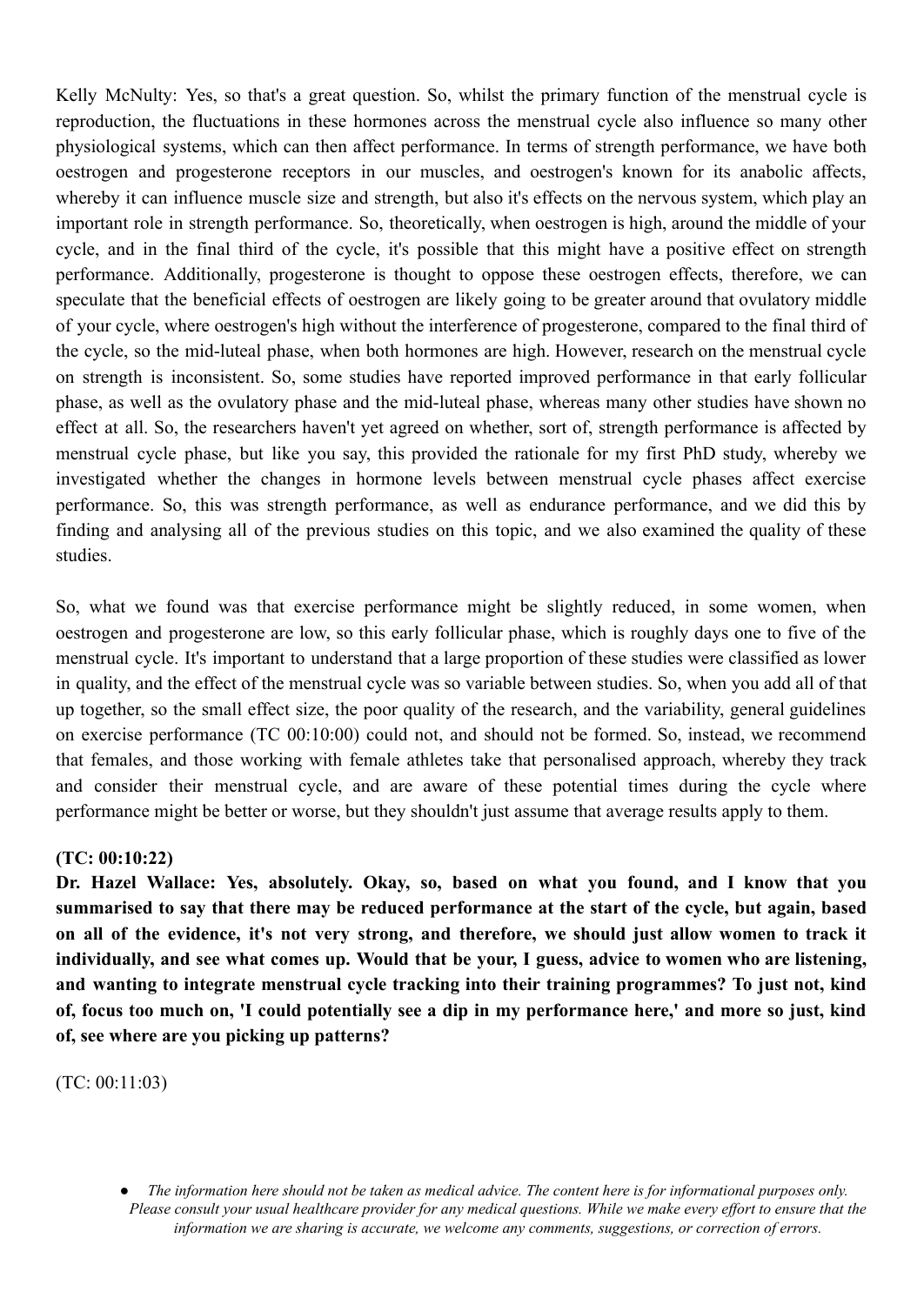Kelly McNulty: Yes, so that's a great question. So, whilst the primary function of the menstrual cycle is reproduction, the fluctuations in these hormones across the menstrual cycle also influence so many other physiological systems, which can then affect performance. In terms of strength performance, we have both oestrogen and progesterone receptors in our muscles, and oestrogen's known for its anabolic affects, whereby it can influence muscle size and strength, but also it's effects on the nervous system, which play an important role in strength performance. So, theoretically, when oestrogen is high, around the middle of your cycle, and in the final third of the cycle, it's possible that this might have a positive effect on strength performance. Additionally, progesterone is thought to oppose these oestrogen effects, therefore, we can speculate that the beneficial effects of oestrogen are likely going to be greater around that ovulatory middle of your cycle, where oestrogen's high without the interference of progesterone, compared to the final third of the cycle, so the mid-luteal phase, when both hormones are high. However, research on the menstrual cycle on strength is inconsistent. So, some studies have reported improved performance in that early follicular phase, as well as the ovulatory phase and the mid-luteal phase, whereas many other studies have shown no effect at all. So, the researchers haven't yet agreed on whether, sort of, strength performance is affected by menstrual cycle phase, but like you say, this provided the rationale for my first PhD study, whereby we investigated whether the changes in hormone levels between menstrual cycle phases affect exercise performance. So, this was strength performance, as well as endurance performance, and we did this by finding and analysing all of the previous studies on this topic, and we also examined the quality of these studies.

So, what we found was that exercise performance might be slightly reduced, in some women, when oestrogen and progesterone are low, so this early follicular phase, which is roughly days one to five of the menstrual cycle. It's important to understand that a large proportion of these studies were classified as lower in quality, and the effect of the menstrual cycle was so variable between studies. So, when you add all of that up together, so the small effect size, the poor quality of the research, and the variability, general guidelines on exercise performance (TC 00:10:00) could not, and should not be formed. So, instead, we recommend that females, and those working with female athletes take that personalised approach, whereby they track and consider their menstrual cycle, and are aware of these potential times during the cycle where performance might be better or worse, but they shouldn't just assume that average results apply to them.

**(TC: 00:10:22)**

**Dr. Hazel Wallace: Yes, absolutely. Okay, so, based on what you found, and I know that you summarised to say that there may be reduced performance at the start of the cycle, but again, based on all of the evidence, it's not very strong, and therefore, we should just allow women to track it individually, and see what comes up. Would that be your, I guess, advice to women who are listening, and wanting to integrate menstrual cycle tracking into their training programmes? To just not, kind of, focus too much on, 'I could potentially see a dip in my performance here,' and more so just, kind of, see where are you picking up patterns?**

(TC: 00:11:03)

- *The information here should not be taken as medical advice. The content here is for informational purposes only. Please consult your usual healthcare provider for any medical questions. While we make every effort to ensure that the information we are sharing is accurate, we welcome any comments, suggestions, or correction of errors.*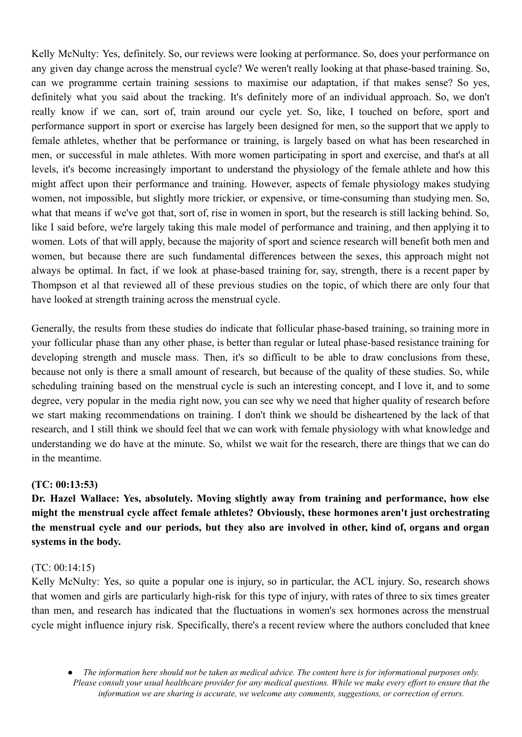Kelly McNulty: Yes, definitely. So, our reviews were looking at performance. So, does your performance on any given day change across the menstrual cycle? We weren't really looking at that phase-based training. So, can we programme certain training sessions to maximise our adaptation, if that makes sense? So yes, definitely what you said about the tracking. It's definitely more of an individual approach. So, we don't really know if we can, sort of, train around our cycle yet. So, like, I touched on before, sport and performance support in sport or exercise has largely been designed for men, so the support that we apply to female athletes, whether that be performance or training, is largely based on what has been researched in men, or successful in male athletes. With more women participating in sport and exercise, and that's at all levels, it's become increasingly important to understand the physiology of the female athlete and how this might affect upon their performance and training. However, aspects of female physiology makes studying women, not impossible, but slightly more trickier, or expensive, or time-consuming than studying men. So, what that means if we've got that, sort of, rise in women in sport, but the research is still lacking behind. So, like I said before, we're largely taking this male model of performance and training, and then applying it to women. Lots of that will apply, because the majority of sport and science research will benefit both men and women, but because there are such fundamental differences between the sexes, this approach might not always be optimal. In fact, if we look at phase-based training for, say, strength, there is a recent paper by Thompson et al that reviewed all of these previous studies on the topic, of which there are only four that have looked at strength training across the menstrual cycle.

Generally, the results from these studies do indicate that follicular phase-based training, so training more in your follicular phase than any other phase, is better than regular or luteal phase-based resistance training for developing strength and muscle mass. Then, it's so difficult to be able to draw conclusions from these, because not only is there a small amount of research, but because of the quality of these studies. So, while scheduling training based on the menstrual cycle is such an interesting concept, and I love it, and to some degree, very popular in the media right now, you can see why we need that higher quality of research before we start making recommendations on training. I don't think we should be disheartened by the lack of that research, and I still think we should feel that we can work with female physiology with what knowledge and understanding we do have at the minute. So, whilst we wait for the research, there are things that we can do in the meantime.

**(TC: 00:13:53)**

**Dr. Hazel Wallace: Yes, absolutely. Moving slightly away from training and performance, how else might the menstrual cycle affect female athletes? Obviously, these hormones aren't just orchestrating the menstrual cycle and our periods, but they also are involved in other, kind of, organs and organ systems in the body.**

(TC: 00:14:15)

Kelly McNulty: Yes, so quite a popular one is injury, so in particular, the ACL injury. So, research shows that women and girls are particularly high-risk for this type of injury, with rates of three to six times greater than men, and research has indicated that the fluctuations in women's sex hormones across the menstrual cycle might influence injury risk. Specifically, there's a recent review where the authors concluded that knee

- *The information here should not be taken as medical advice. The content here is for informational purposes only. Please consult your usual healthcare provider for any medical questions. While we make every effort to ensure that the information we are sharing is accurate, we welcome any comments, suggestions, or correction of errors.*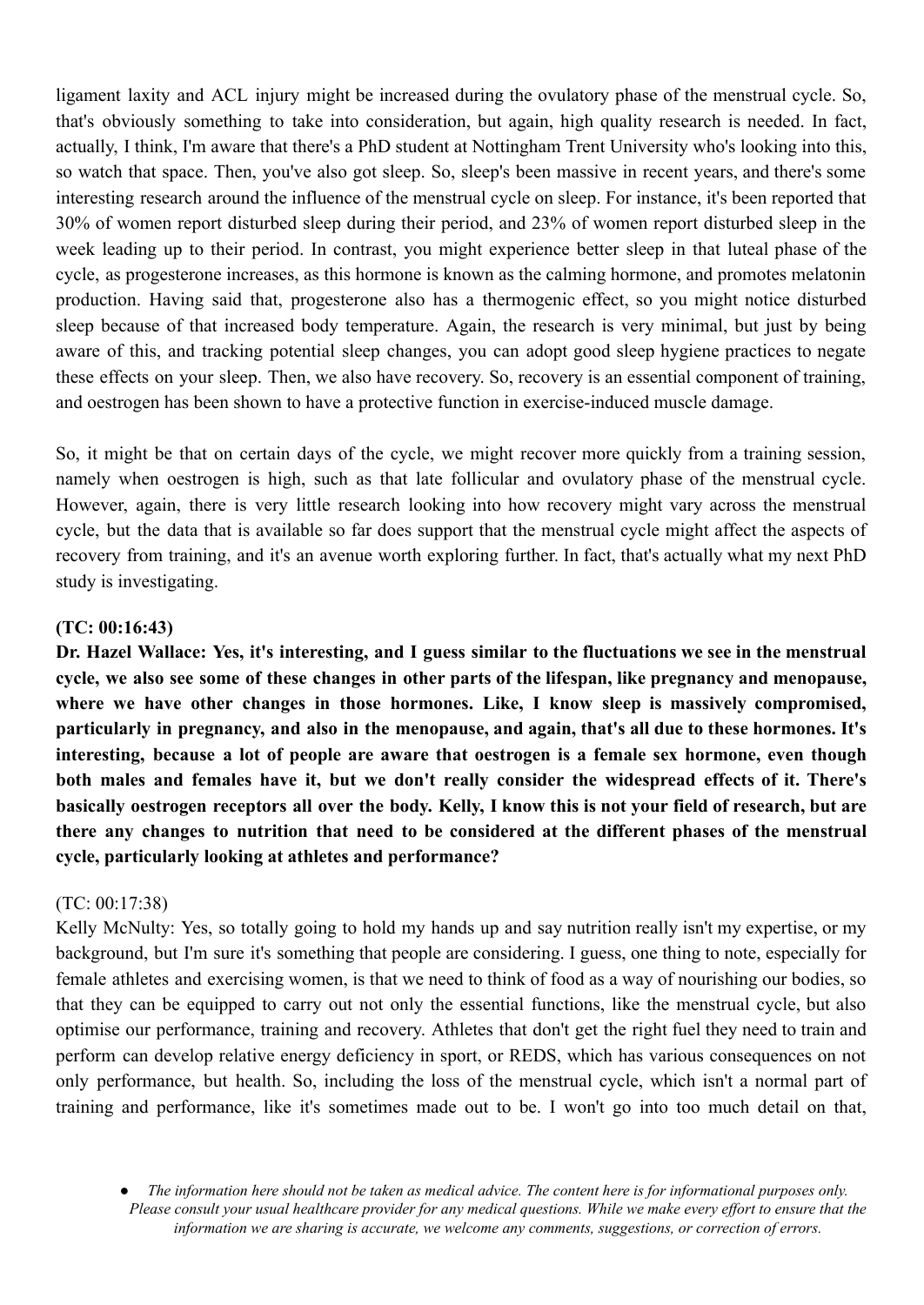ligament laxity and ACL injury might be increased during the ovulatory phase of the menstrual cycle. So, that's obviously something to take into consideration, but again, high quality research is needed. In fact, actually, I think, I'm aware that there's a PhD student at Nottingham Trent University who's looking into this, so watch that space. Then, you've also got sleep. So, sleep's been massive in recent years, and there's some interesting research around the influence of the menstrual cycle on sleep. For instance, it's been reported that 30% of women report disturbed sleep during their period, and 23% of women report disturbed sleep in the week leading up to their period. In contrast, you might experience better sleep in that luteal phase of the cycle, as progesterone increases, as this hormone is known as the calming hormone, and promotes melatonin production. Having said that, progesterone also has a thermogenic effect, so you might notice disturbed sleep because of that increased body temperature. Again, the research is very minimal, but just by being aware of this, and tracking potential sleep changes, you can adopt good sleep hygiene practices to negate these effects on your sleep. Then, we also have recovery. So, recovery is an essential component of training, and oestrogen has been shown to have a protective function in exercise-induced muscle damage.

So, it might be that on certain days of the cycle, we might recover more quickly from a training session, namely when oestrogen is high, such as that late follicular and ovulatory phase of the menstrual cycle. However, again, there is very little research looking into how recovery might vary across the menstrual cycle, but the data that is available so far does support that the menstrual cycle might affect the aspects of recovery from training, and it's an avenue worth exploring further. In fact, that's actually what my next PhD study is investigating.

**(TC: 00:16:43)**

**Dr. Hazel Wallace: Yes, it's interesting, and I guess similar to the fluctuations we see in the menstrual cycle, we also see some of these changes in other parts of the lifespan, like pregnancy and menopause, where we have other changes in those hormones. Like, I know sleep is massively compromised, particularly in pregnancy, and also in the menopause, and again, that's all due to these hormones. It's interesting, because a lot of people are aware that oestrogen is a female sex hormone, even though both males and females have it, but we don't really consider the widespread effects of it. There's basically oestrogen receptors all over the body. Kelly, I know this is not your field of research, but are there any changes to nutrition that need to be considered at the different phases of the menstrual cycle, particularly looking at athletes and performance?**

(TC: 00:17:38)

Kelly McNulty: Yes, so totally going to hold my hands up and say nutrition really isn't my expertise, or my background, but I'm sure it's something that people are considering. I guess, one thing to note, especially for female athletes and exercising women, is that we need to think of food as a way of nourishing our bodies, so that they can be equipped to carry out not only the essential functions, like the menstrual cycle, but also optimise our performance, training and recovery. Athletes that don't get the right fuel they need to train and perform can develop relative energy deficiency in sport, or REDS, which has various consequences on not only performance, but health. So, including the loss of the menstrual cycle, which isn't a normal part of training and performance, like it's sometimes made out to be. I won't go into too much detail on that,

- *The information here should not be taken as medical advice. The content here is for informational purposes only. Please consult your usual healthcare provider for any medical questions. While we make every effort to ensure that the information we are sharing is accurate, we welcome any comments, suggestions, or correction of errors.*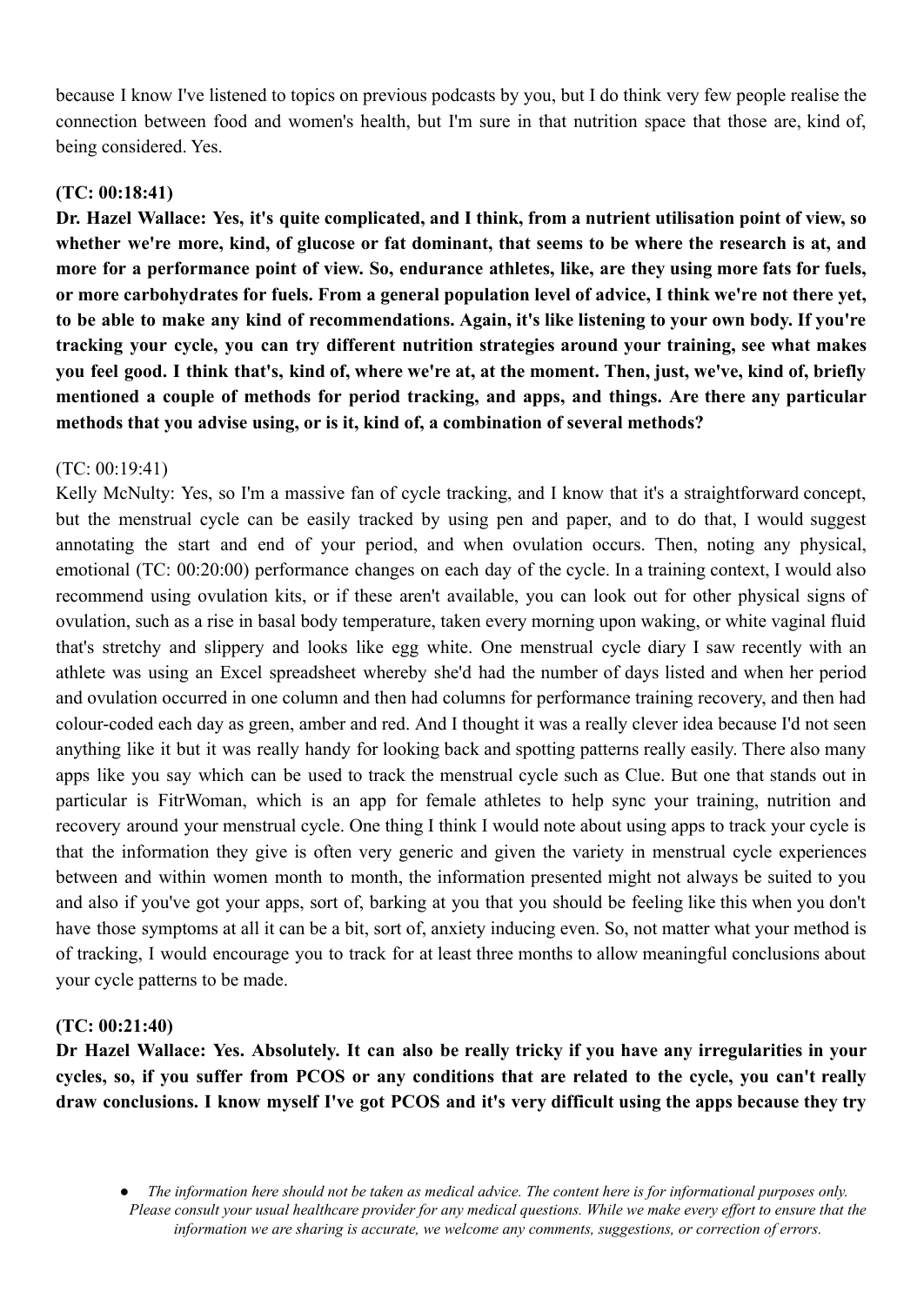because I know I've listened to topics on previous podcasts by you, but I do think very few people realise the connection between food and women's health, but I'm sure in that nutrition space that those are, kind of, being considered. Yes.

**(TC: 00:18:41)**

**Dr. Hazel Wallace: Yes, it's quite complicated, and I think, from a nutrient utilisation point of view, so whether we're more, kind of, glucose or fat dominant, that seems to be where the research is at, and more for a performance point of view. So, endurance athletes, like, are they using more fats for fuels, or more carbohydrates for fuels. From a general population level of advice, I think we're not there yet, to be able to make any kind of recommendations. Again, it's like listening to your own body. If you're tracking your cycle, you can try different nutrition strategies around your training, see what makes you feel good. I think that's, kind of, where we're at, at the moment. Then, just, we've, kind of, briefly mentioned a couple of methods for period tracking, and apps, and things. Are there any particular methods that you advise using, or is it, kind of, a combination of several methods?**

(TC: 00:19:41)

Kelly McNulty: Yes, so I'm a massive fan of cycle tracking, and I know that it's a straightforward concept, but the menstrual cycle can be easily tracked by using pen and paper, and to do that, I would suggest annotating the start and end of your period, and when ovulation occurs. Then, noting any physical, emotional (TC: 00:20:00) performance changes on each day of the cycle. In a training context, I would also recommend using ovulation kits, or if these aren't available, you can look out for other physical signs of ovulation, such as a rise in basal body temperature, taken every morning upon waking, or white vaginal fluid that's stretchy and slippery and looks like egg white. One menstrual cycle diary I saw recently with an athlete was using an Excel spreadsheet whereby she'd had the number of days listed and when her period and ovulation occurred in one column and then had columns for performance training recovery, and then had colour-coded each day as green, amber and red. And I thought it was a really clever idea because I'd not seen anything like it but it was really handy for looking back and spotting patterns really easily. There also many apps like you say which can be used to track the menstrual cycle such as Clue. But one that stands out in particular is FitrWoman, which is an app for female athletes to help sync your training, nutrition and recovery around your menstrual cycle. One thing I think I would note about using apps to track your cycle is that the information they give is often very generic and given the variety in menstrual cycle experiences between and within women month to month, the information presented might not always be suited to you and also if you've got your apps, sort of, barking at you that you should be feeling like this when you don't have those symptoms at all it can be a bit, sort of, anxiety inducing even. So, not matter what your method is of tracking, I would encourage you to track for at least three months to allow meaningful conclusions about your cycle patterns to be made.

**(TC: 00:21:40)**

**Dr Hazel Wallace: Yes. Absolutely. It can also be really tricky if you have any irregularities in your cycles, so, if you suffer from PCOS or any conditions that are related to the cycle, you can't really draw conclusions. I know myself I've got PCOS and it's very difficult using the apps because they try**

- *The information here should not be taken as medical advice. The content here is for informational purposes only. Please consult your usual healthcare provider for any medical questions. While we make every effort to ensure that the information we are sharing is accurate, we welcome any comments, suggestions, or correction of errors.*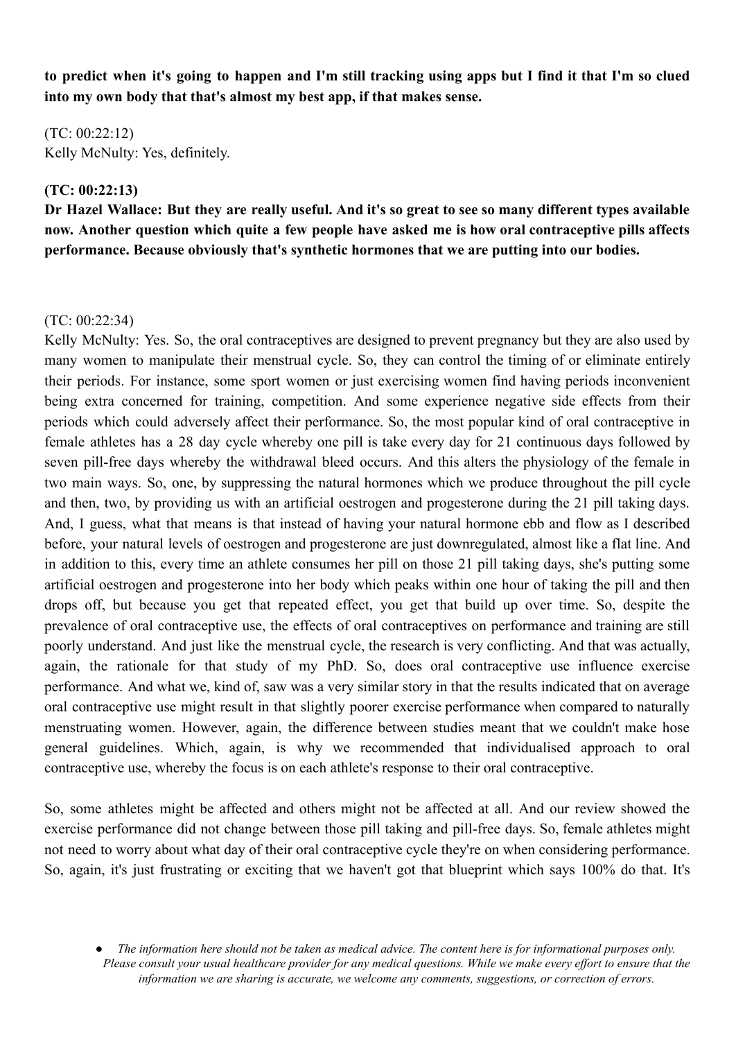**to predict when it's going to happen and I'm still tracking using apps but I find it that I'm so clued into my own body that that's almost my best app, if that makes sense.**

(TC: 00:22:12)
Kelly McNulty: Yes, definitely.

**(TC: 00:22:13)**
**Dr Hazel Wallace: But they are really useful. And it's so great to see so many different types available now. Another question which quite a few people have asked me is how oral contraceptive pills affects performance. Because obviously that's synthetic hormones that we are putting into our bodies.**

(TC: 00:22:34)
Kelly McNulty: Yes. So, the oral contraceptives are designed to prevent pregnancy but they are also used by many women to manipulate their menstrual cycle. So, they can control the timing of or eliminate entirely their periods. For instance, some sport women or just exercising women find having periods inconvenient being extra concerned for training, competition. And some experience negative side effects from their periods which could adversely affect their performance. So, the most popular kind of oral contraceptive in female athletes has a 28 day cycle whereby one pill is take every day for 21 continuous days followed by seven pill-free days whereby the withdrawal bleed occurs. And this alters the physiology of the female in two main ways. So, one, by suppressing the natural hormones which we produce throughout the pill cycle and then, two, by providing us with an artificial oestrogen and progesterone during the 21 pill taking days. And, I guess, what that means is that instead of having your natural hormone ebb and flow as I described before, your natural levels of oestrogen and progesterone are just downregulated, almost like a flat line. And in addition to this, every time an athlete consumes her pill on those 21 pill taking days, she's putting some artificial oestrogen and progesterone into her body which peaks within one hour of taking the pill and then drops off, but because you get that repeated effect, you get that build up over time. So, despite the prevalence of oral contraceptive use, the effects of oral contraceptives on performance and training are still poorly understand. And just like the menstrual cycle, the research is very conflicting. And that was actually, again, the rationale for that study of my PhD. So, does oral contraceptive use influence exercise performance. And what we, kind of, saw was a very similar story in that the results indicated that on average oral contraceptive use might result in that slightly poorer exercise performance when compared to naturally menstruating women. However, again, the difference between studies meant that we couldn't make hose general guidelines. Which, again, is why we recommended that individualised approach to oral contraceptive use, whereby the focus is on each athlete's response to their oral contraceptive.

So, some athletes might be affected and others might not be affected at all. And our review showed the exercise performance did not change between those pill taking and pill-free days. So, female athletes might not need to worry about what day of their oral contraceptive cycle they're on when considering performance. So, again, it's just frustrating or exciting that we haven't got that blueprint which says 100% do that. It's

- *The information here should not be taken as medical advice. The content here is for informational purposes only. Please consult your usual healthcare provider for any medical questions. While we make every effort to ensure that the information we are sharing is accurate, we welcome any comments, suggestions, or correction of errors.*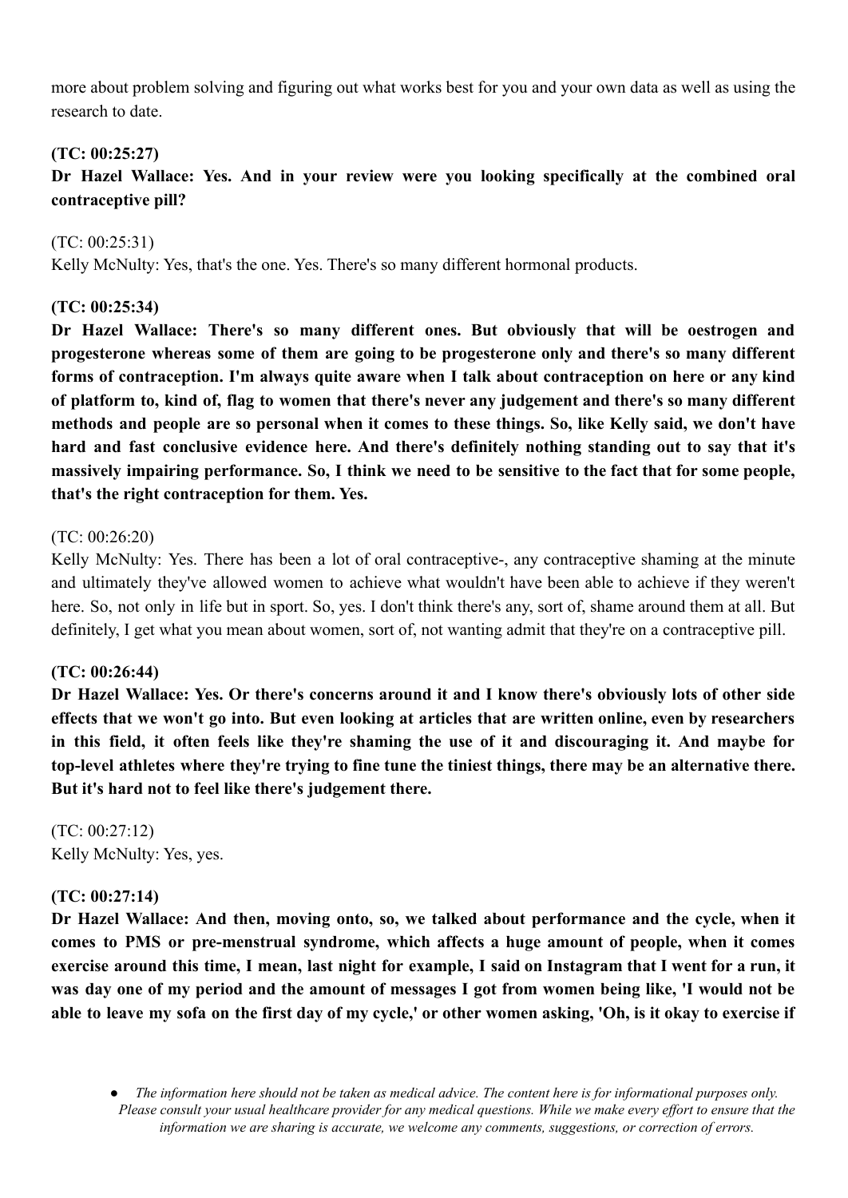more about problem solving and figuring out what works best for you and your own data as well as using the research to date.

**(TC: 00:25:27)**

**Dr Hazel Wallace: Yes. And in your review were you looking specifically at the combined oral contraceptive pill?**

(TC: 00:25:31)

Kelly McNulty: Yes, that's the one. Yes. There's so many different hormonal products.

**(TC: 00:25:34)**

**Dr Hazel Wallace: There's so many different ones. But obviously that will be oestrogen and progesterone whereas some of them are going to be progesterone only and there's so many different forms of contraception. I'm always quite aware when I talk about contraception on here or any kind of platform to, kind of, flag to women that there's never any judgement and there's so many different methods and people are so personal when it comes to these things. So, like Kelly said, we don't have hard and fast conclusive evidence here. And there's definitely nothing standing out to say that it's massively impairing performance. So, I think we need to be sensitive to the fact that for some people, that's the right contraception for them. Yes.**

(TC: 00:26:20)

Kelly McNulty: Yes. There has been a lot of oral contraceptive-, any contraceptive shaming at the minute and ultimately they've allowed women to achieve what wouldn't have been able to achieve if they weren't here. So, not only in life but in sport. So, yes. I don't think there's any, sort of, shame around them at all. But definitely, I get what you mean about women, sort of, not wanting admit that they're on a contraceptive pill.

**(TC: 00:26:44)**

**Dr Hazel Wallace: Yes. Or there's concerns around it and I know there's obviously lots of other side effects that we won't go into. But even looking at articles that are written online, even by researchers in this field, it often feels like they're shaming the use of it and discouraging it. And maybe for top-level athletes where they're trying to fine tune the tiniest things, there may be an alternative there. But it's hard not to feel like there's judgement there.**

(TC: 00:27:12)

Kelly McNulty: Yes, yes.

**(TC: 00:27:14)**

**Dr Hazel Wallace: And then, moving onto, so, we talked about performance and the cycle, when it comes to PMS or pre-menstrual syndrome, which affects a huge amount of people, when it comes exercise around this time, I mean, last night for example, I said on Instagram that I went for a run, it was day one of my period and the amount of messages I got from women being like, 'I would not be able to leave my sofa on the first day of my cycle,' or other women asking, 'Oh, is it okay to exercise if**

- *The information here should not be taken as medical advice. The content here is for informational purposes only. Please consult your usual healthcare provider for any medical questions. While we make every effort to ensure that the information we are sharing is accurate, we welcome any comments, suggestions, or correction of errors.*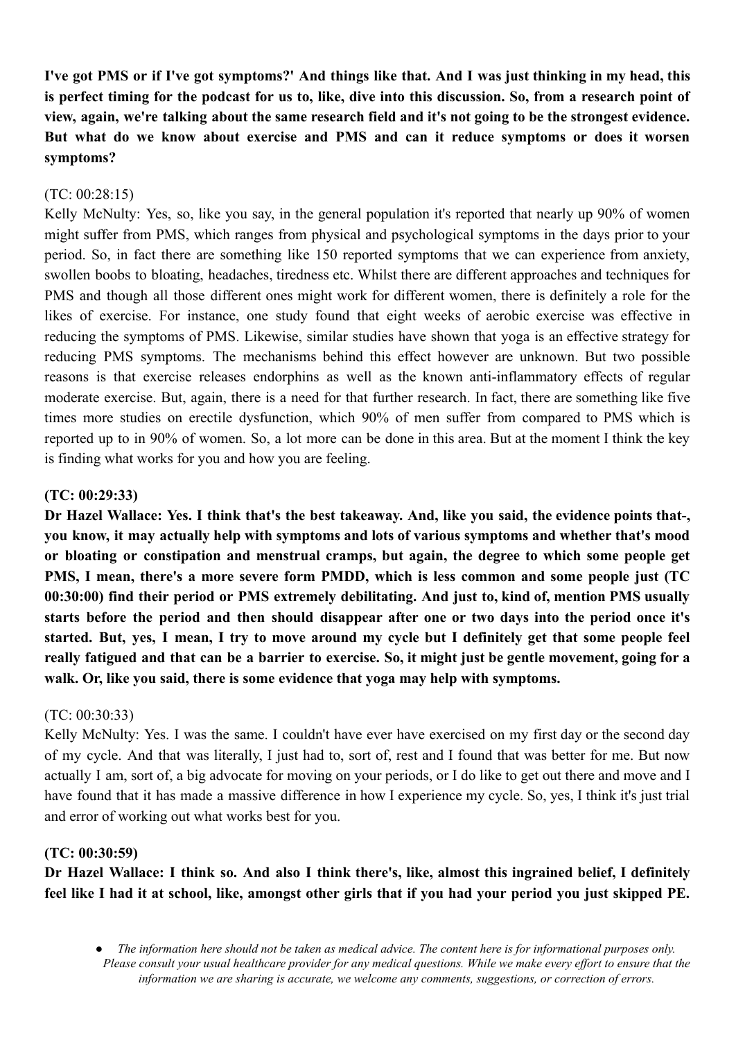**I've got PMS or if I've got symptoms?' And things like that. And I was just thinking in my head, this is perfect timing for the podcast for us to, like, dive into this discussion. So, from a research point of view, again, we're talking about the same research field and it's not going to be the strongest evidence. But what do we know about exercise and PMS and can it reduce symptoms or does it worsen symptoms?**

(TC: 00:28:15)

Kelly McNulty: Yes, so, like you say, in the general population it's reported that nearly up 90% of women might suffer from PMS, which ranges from physical and psychological symptoms in the days prior to your period. So, in fact there are something like 150 reported symptoms that we can experience from anxiety, swollen boobs to bloating, headaches, tiredness etc. Whilst there are different approaches and techniques for PMS and though all those different ones might work for different women, there is definitely a role for the likes of exercise. For instance, one study found that eight weeks of aerobic exercise was effective in reducing the symptoms of PMS. Likewise, similar studies have shown that yoga is an effective strategy for reducing PMS symptoms. The mechanisms behind this effect however are unknown. But two possible reasons is that exercise releases endorphins as well as the known anti-inflammatory effects of regular moderate exercise. But, again, there is a need for that further research. In fact, there are something like five times more studies on erectile dysfunction, which 90% of men suffer from compared to PMS which is reported up to in 90% of women. So, a lot more can be done in this area. But at the moment I think the key is finding what works for you and how you are feeling.

**(TC: 00:29:33)**

**Dr Hazel Wallace: Yes. I think that's the best takeaway. And, like you said, the evidence points that-, you know, it may actually help with symptoms and lots of various symptoms and whether that's mood or bloating or constipation and menstrual cramps, but again, the degree to which some people get PMS, I mean, there's a more severe form PMDD, which is less common and some people just (TC 00:30:00) find their period or PMS extremely debilitating. And just to, kind of, mention PMS usually starts before the period and then should disappear after one or two days into the period once it's started. But, yes, I mean, I try to move around my cycle but I definitely get that some people feel really fatigued and that can be a barrier to exercise. So, it might just be gentle movement, going for a walk. Or, like you said, there is some evidence that yoga may help with symptoms.**

(TC: 00:30:33)

Kelly McNulty: Yes. I was the same. I couldn't have ever have exercised on my first day or the second day of my cycle. And that was literally, I just had to, sort of, rest and I found that was better for me. But now actually I am, sort of, a big advocate for moving on your periods, or I do like to get out there and move and I have found that it has made a massive difference in how I experience my cycle. So, yes, I think it's just trial and error of working out what works best for you.

**(TC: 00:30:59)**

**Dr Hazel Wallace: I think so. And also I think there's, like, almost this ingrained belief, I definitely feel like I had it at school, like, amongst other girls that if you had your period you just skipped PE.**

- *The information here should not be taken as medical advice. The content here is for informational purposes only. Please consult your usual healthcare provider for any medical questions. While we make every effort to ensure that the information we are sharing is accurate, we welcome any comments, suggestions, or correction of errors.*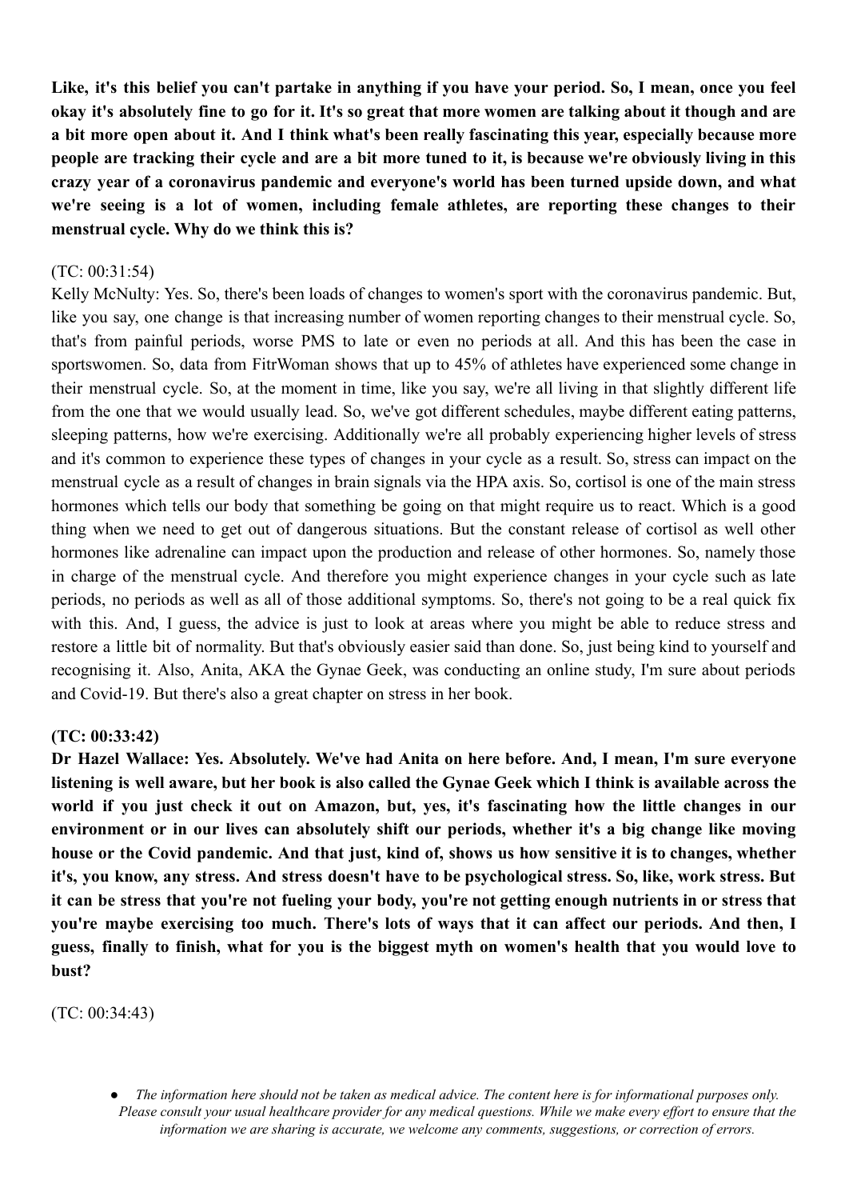**Like, it's this belief you can't partake in anything if you have your period. So, I mean, once you feel okay it's absolutely fine to go for it. It's so great that more women are talking about it though and are a bit more open about it. And I think what's been really fascinating this year, especially because more people are tracking their cycle and are a bit more tuned to it, is because we're obviously living in this crazy year of a coronavirus pandemic and everyone's world has been turned upside down, and what we're seeing is a lot of women, including female athletes, are reporting these changes to their menstrual cycle. Why do we think this is?**

(TC: 00:31:54)

Kelly McNulty: Yes. So, there's been loads of changes to women's sport with the coronavirus pandemic. But, like you say, one change is that increasing number of women reporting changes to their menstrual cycle. So, that's from painful periods, worse PMS to late or even no periods at all. And this has been the case in sportswomen. So, data from FitrWoman shows that up to 45% of athletes have experienced some change in their menstrual cycle. So, at the moment in time, like you say, we're all living in that slightly different life from the one that we would usually lead. So, we've got different schedules, maybe different eating patterns, sleeping patterns, how we're exercising. Additionally we're all probably experiencing higher levels of stress and it's common to experience these types of changes in your cycle as a result. So, stress can impact on the menstrual cycle as a result of changes in brain signals via the HPA axis. So, cortisol is one of the main stress hormones which tells our body that something be going on that might require us to react. Which is a good thing when we need to get out of dangerous situations. But the constant release of cortisol as well other hormones like adrenaline can impact upon the production and release of other hormones. So, namely those in charge of the menstrual cycle. And therefore you might experience changes in your cycle such as late periods, no periods as well as all of those additional symptoms. So, there's not going to be a real quick fix with this. And, I guess, the advice is just to look at areas where you might be able to reduce stress and restore a little bit of normality. But that's obviously easier said than done. So, just being kind to yourself and recognising it. Also, Anita, AKA the Gynae Geek, was conducting an online study, I'm sure about periods and Covid-19. But there's also a great chapter on stress in her book.

**(TC: 00:33:42)**

**Dr Hazel Wallace: Yes. Absolutely. We've had Anita on here before. And, I mean, I'm sure everyone listening is well aware, but her book is also called the Gynae Geek which I think is available across the world if you just check it out on Amazon, but, yes, it's fascinating how the little changes in our environment or in our lives can absolutely shift our periods, whether it's a big change like moving house or the Covid pandemic. And that just, kind of, shows us how sensitive it is to changes, whether it's, you know, any stress. And stress doesn't have to be psychological stress. So, like, work stress. But it can be stress that you're not fueling your body, you're not getting enough nutrients in or stress that you're maybe exercising too much. There's lots of ways that it can affect our periods. And then, I guess, finally to finish, what for you is the biggest myth on women's health that you would love to bust?**

(TC: 00:34:43)

- *The information here should not be taken as medical advice. The content here is for informational purposes only. Please consult your usual healthcare provider for any medical questions. While we make every effort to ensure that the information we are sharing is accurate, we welcome any comments, suggestions, or correction of errors.*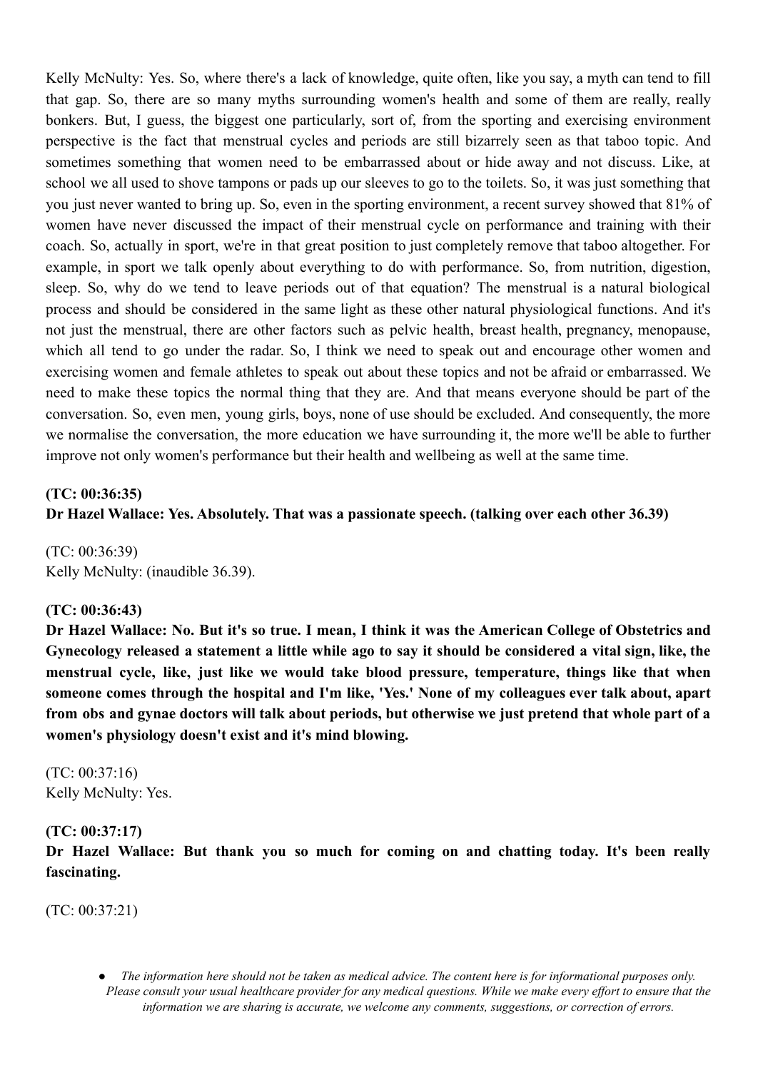Kelly McNulty: Yes. So, where there's a lack of knowledge, quite often, like you say, a myth can tend to fill that gap. So, there are so many myths surrounding women's health and some of them are really, really bonkers. But, I guess, the biggest one particularly, sort of, from the sporting and exercising environment perspective is the fact that menstrual cycles and periods are still bizarrely seen as that taboo topic. And sometimes something that women need to be embarrassed about or hide away and not discuss. Like, at school we all used to shove tampons or pads up our sleeves to go to the toilets. So, it was just something that you just never wanted to bring up. So, even in the sporting environment, a recent survey showed that 81% of women have never discussed the impact of their menstrual cycle on performance and training with their coach. So, actually in sport, we're in that great position to just completely remove that taboo altogether. For example, in sport we talk openly about everything to do with performance. So, from nutrition, digestion, sleep. So, why do we tend to leave periods out of that equation? The menstrual is a natural biological process and should be considered in the same light as these other natural physiological functions. And it's not just the menstrual, there are other factors such as pelvic health, breast health, pregnancy, menopause, which all tend to go under the radar. So, I think we need to speak out and encourage other women and exercising women and female athletes to speak out about these topics and not be afraid or embarrassed. We need to make these topics the normal thing that they are. And that means everyone should be part of the conversation. So, even men, young girls, boys, none of use should be excluded. And consequently, the more we normalise the conversation, the more education we have surrounding it, the more we'll be able to further improve not only women's performance but their health and wellbeing as well at the same time.

**(TC: 00:36:35)**
**Dr Hazel Wallace: Yes. Absolutely. That was a passionate speech. (talking over each other 36.39)**

(TC: 00:36:39)
Kelly McNulty: (inaudible 36.39).

**(TC: 00:36:43)**
**Dr Hazel Wallace: No. But it's so true. I mean, I think it was the American College of Obstetrics and Gynecology released a statement a little while ago to say it should be considered a vital sign, like, the menstrual cycle, like, just like we would take blood pressure, temperature, things like that when someone comes through the hospital and I'm like, 'Yes.' None of my colleagues ever talk about, apart from obs and gynae doctors will talk about periods, but otherwise we just pretend that whole part of a women's physiology doesn't exist and it's mind blowing.**

(TC: 00:37:16)
Kelly McNulty: Yes.

**(TC: 00:37:17)**
**Dr Hazel Wallace: But thank you so much for coming on and chatting today. It's been really fascinating.**

(TC: 00:37:21)

- *The information here should not be taken as medical advice. The content here is for informational purposes only. Please consult your usual healthcare provider for any medical questions. While we make every effort to ensure that the information we are sharing is accurate, we welcome any comments, suggestions, or correction of errors.*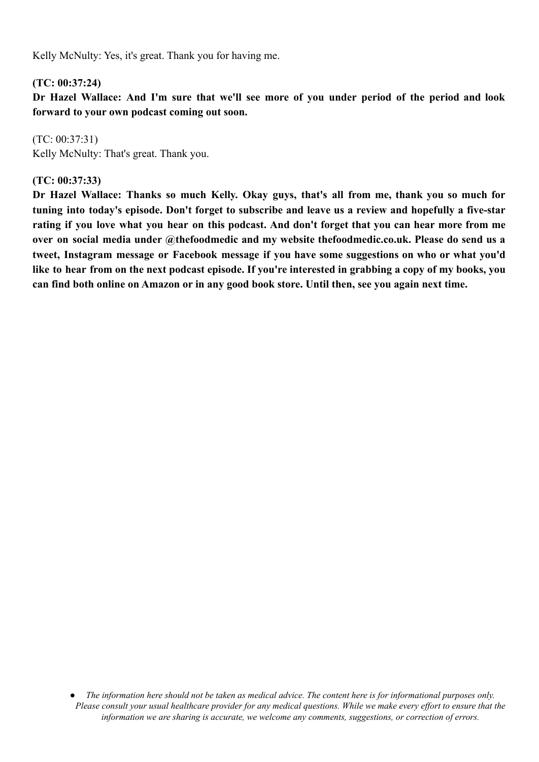Kelly McNulty: Yes, it's great. Thank you for having me.

**(TC: 00:37:24)**
**Dr Hazel Wallace: And I'm sure that we'll see more of you under period of the period and look forward to your own podcast coming out soon.**

(TC: 00:37:31)
Kelly McNulty: That's great. Thank you.

**(TC: 00:37:33)**
**Dr Hazel Wallace: Thanks so much Kelly. Okay guys, that's all from me, thank you so much for tuning into today's episode. Don't forget to subscribe and leave us a review and hopefully a five-star rating if you love what you hear on this podcast. And don't forget that you can hear more from me over on social media under @thefoodmedic and my website thefoodmedic.co.uk. Please do send us a tweet, Instagram message or Facebook message if you have some suggestions on who or what you'd like to hear from on the next podcast episode. If you're interested in grabbing a copy of my books, you can find both online on Amazon or in any good book store. Until then, see you again next time.**

- *The information here should not be taken as medical advice. The content here is for informational purposes only. Please consult your usual healthcare provider for any medical questions. While we make every effort to ensure that the information we are sharing is accurate, we welcome any comments, suggestions, or correction of errors.*